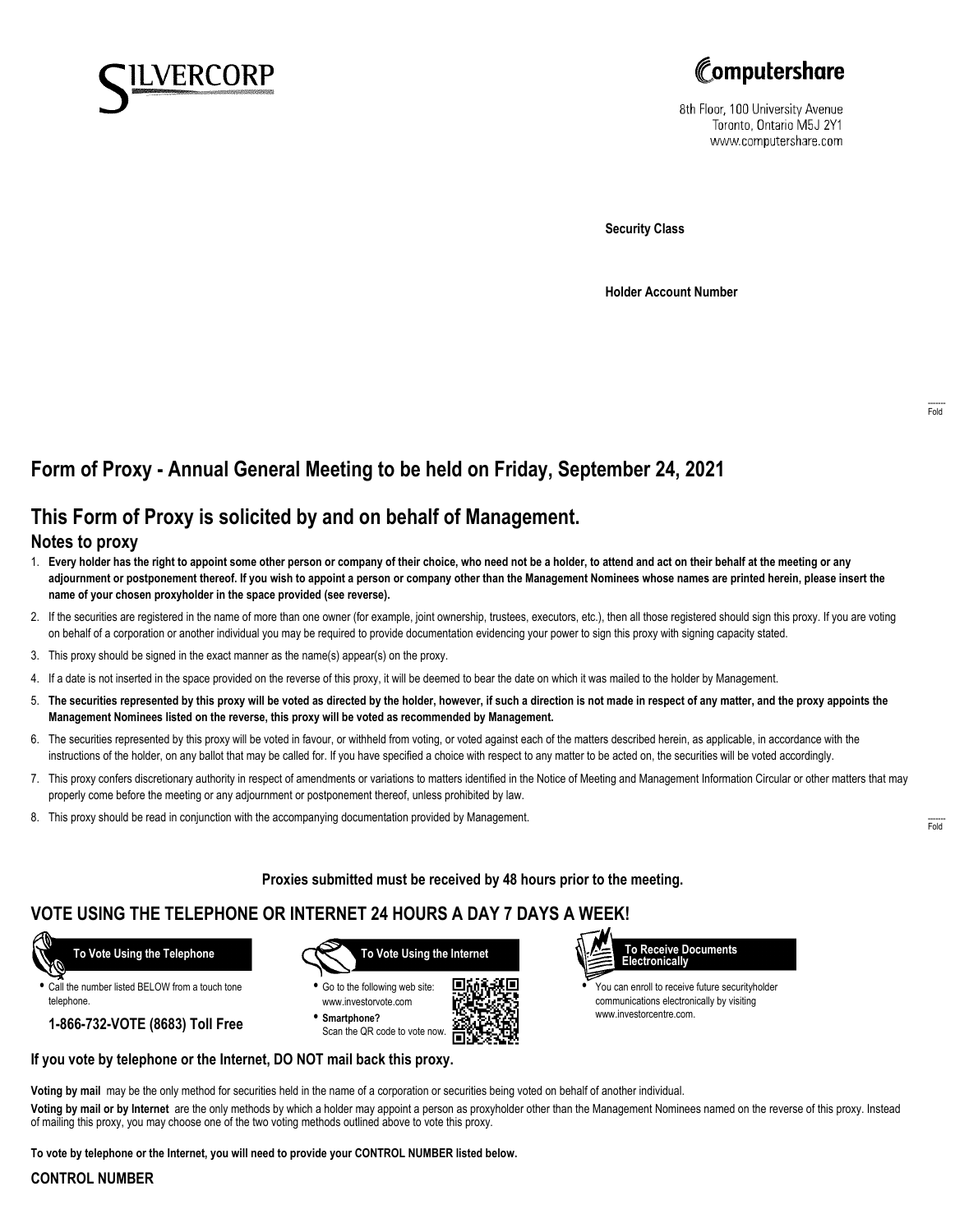SILVERCORP

Computershare

8th Floor, 100 University Avenue
Toronto, Ontario M5J 2Y1
www.computershare.com

**Security Class**

**Holder Account Number**

Fold

# Form of Proxy - Annual General Meeting to be held on Friday, September 24, 2021

## This Form of Proxy is solicited by and on behalf of Management.

### Notes to proxy

1. **Every holder has the right to appoint some other person or company of their choice, who need not be a holder, to attend and act on their behalf at the meeting or any adjournment or postponement thereof. If you wish to appoint a person or company other than the Management Nominees whose names are printed herein, please insert the name of your chosen proxyholder in the space provided (see reverse).**
2. If the securities are registered in the name of more than one owner (for example, joint ownership, trustees, executors, etc.), then all those registered should sign this proxy. If you are voting on behalf of a corporation or another individual you may be required to provide documentation evidencing your power to sign this proxy with signing capacity stated.
3. This proxy should be signed in the exact manner as the name(s) appear(s) on the proxy.
4. If a date is not inserted in the space provided on the reverse of this proxy, it will be deemed to bear the date on which it was mailed to the holder by Management.
5. **The securities represented by this proxy will be voted as directed by the holder, however, if such a direction is not made in respect of any matter, and the proxy appoints the Management Nominees listed on the reverse, this proxy will be voted as recommended by Management.**
6. The securities represented by this proxy will be voted in favour, or withheld from voting, or voted against each of the matters described herein, as applicable, in accordance with the instructions of the holder, on any ballot that may be called for. If you have specified a choice with respect to any matter to be acted on, the securities will be voted accordingly.
7. This proxy confers discretionary authority in respect of amendments or variations to matters identified in the Notice of Meeting and Management Information Circular or other matters that may properly come before the meeting or any adjournment or postponement thereof, unless prohibited by law.
8. This proxy should be read in conjunction with the accompanying documentation provided by Management.

Fold

**Proxies submitted must be received by 48 hours prior to the meeting.**

## VOTE USING THE TELEPHONE OR INTERNET 24 HOURS A DAY 7 DAYS A WEEK!

**To Vote Using the Telephone**

- Call the number listed BELOW from a touch tone telephone.

**1-866-732-VOTE (8683) Toll Free**

**To Vote Using the Internet**

- Go to the following web site: www.investorvote.com
- **Smartphone?** Scan the QR code to vote now.

**To Receive Documents Electronically**

- You can enroll to receive future securityholder communications electronically by visiting www.investorcentre.com.

**If you vote by telephone or the Internet, DO NOT mail back this proxy.**

**Voting by mail** may be the only method for securities held in the name of a corporation or securities being voted on behalf of another individual.

**Voting by mail or by Internet** are the only methods by which a holder may appoint a person as proxyholder other than the Management Nominees named on the reverse of this proxy. Instead of mailing this proxy, you may choose one of the two voting methods outlined above to vote this proxy.

**To vote by telephone or the Internet, you will need to provide your CONTROL NUMBER listed below.**

**CONTROL NUMBER**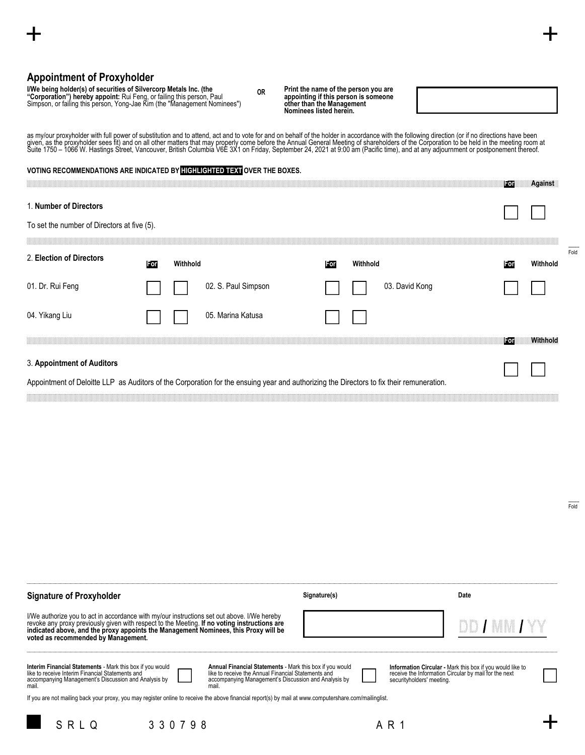## Appointment of Proxyholder

**I/We being holder(s) of securities of Silvercorp Metals Inc. (the "Corporation") hereby appoint:** Rui Feng, or failing this person, Paul Simpson, or failing this person, Yong-Jae Kim (the "Management Nominees")

**OR**

**Print the name of the person you are appointing if this person is someone other than the Management Nominees listed herein.**

as my/our proxyholder with full power of substitution and to attend, act and to vote for and on behalf of the holder in accordance with the following direction (or if no directions have been given, as the proxyholder sees fit) and on all other matters that may properly come before the Annual General Meeting of shareholders of the Corporation to be held in the meeting room at Suite 1750 – 1066 W. Hastings Street, Vancouver, British Columbia V6E 3X1 on Friday, September 24, 2021 at 9:00 am (Pacific time), and at any adjournment or postponement thereof.

**VOTING RECOMMENDATIONS ARE INDICATED BY HIGHLIGHTED TEXT OVER THE BOXES.**

| | For | Against |
|---|---|---|
| 1. **Number of Directors** <br> To set the number of Directors at five (5). | ☐ | ☐ |

2. **Election of Directors**

| | For | Withhold | | For | Withhold | | For | Withhold |
|---|---|---|---|---|---|---|---|---|
| 01. Dr. Rui Feng | ☐ | ☐ | 02. S. Paul Simpson | ☐ | ☐ | 03. David Kong | ☐ | ☐ |
| 04. Yikang Liu | ☐ | ☐ | 05. Marina Katusa | ☐ | ☐ | | | |

| | For | Withhold |
|---|---|---|
| 3. **Appointment of Auditors** <br> Appointment of Deloitte LLP as Auditors of the Corporation for the ensuing year and authorizing the Directors to fix their remuneration. | ☐ | ☐ |

Fold

Fold

## Signature of Proxyholder

I/We authorize you to act in accordance with my/our instructions set out above. I/We hereby revoke any proxy previously given with respect to the Meeting. **If no voting instructions are indicated above, and the proxy appoints the Management Nominees, this Proxy will be voted as recommended by Management.**

**Signature(s)**

**Date**

DD / MM / YY

**Interim Financial Statements** - Mark this box if you would like to receive Interim Financial Statements and accompanying Management's Discussion and Analysis by mail. ☐

**Annual Financial Statements** - Mark this box if you would like to receive the Annual Financial Statements and accompanying Management's Discussion and Analysis by mail. ☐

**Information Circular** - Mark this box if you would like to receive the Information Circular by mail for the next securityholders' meeting. ☐

If you are not mailing back your proxy, you may register online to receive the above financial report(s) by mail at www.computershare.com/mailinglist.

S R L Q 3 3 0 7 9 8 A R 1